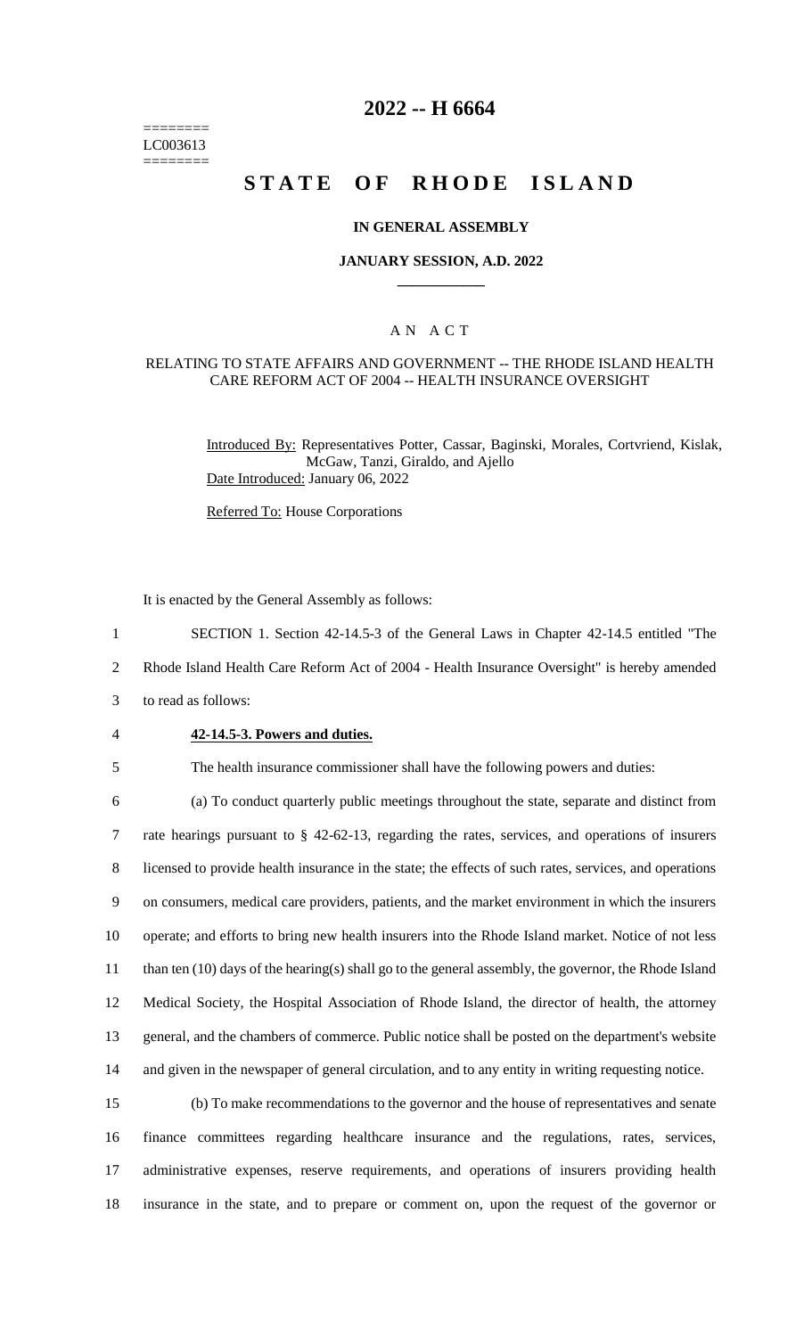========
LC003613
========

# 2022 -- H 6664

# STATE OF RHODE ISLAND

### IN GENERAL ASSEMBLY

### JANUARY SESSION, A.D. 2022

## A N A C T

### RELATING TO STATE AFFAIRS AND GOVERNMENT -- THE RHODE ISLAND HEALTH CARE REFORM ACT OF 2004 -- HEALTH INSURANCE OVERSIGHT

Introduced By: Representatives Potter, Cassar, Baginski, Morales, Cortvriend, Kislak, McGaw, Tanzi, Giraldo, and Ajello

Date Introduced: January 06, 2022

Referred To: House Corporations

It is enacted by the General Assembly as follows:

SECTION 1. Section 42-14.5-3 of the General Laws in Chapter 42-14.5 entitled "The Rhode Island Health Care Reform Act of 2004 - Health Insurance Oversight" is hereby amended to read as follows:

**42-14.5-3. Powers and duties.**

The health insurance commissioner shall have the following powers and duties:

(a) To conduct quarterly public meetings throughout the state, separate and distinct from rate hearings pursuant to § 42-62-13, regarding the rates, services, and operations of insurers licensed to provide health insurance in the state; the effects of such rates, services, and operations on consumers, medical care providers, patients, and the market environment in which the insurers operate; and efforts to bring new health insurers into the Rhode Island market. Notice of not less than ten (10) days of the hearing(s) shall go to the general assembly, the governor, the Rhode Island Medical Society, the Hospital Association of Rhode Island, the director of health, the attorney general, and the chambers of commerce. Public notice shall be posted on the department's website and given in the newspaper of general circulation, and to any entity in writing requesting notice.

(b) To make recommendations to the governor and the house of representatives and senate finance committees regarding healthcare insurance and the regulations, rates, services, administrative expenses, reserve requirements, and operations of insurers providing health insurance in the state, and to prepare or comment on, upon the request of the governor or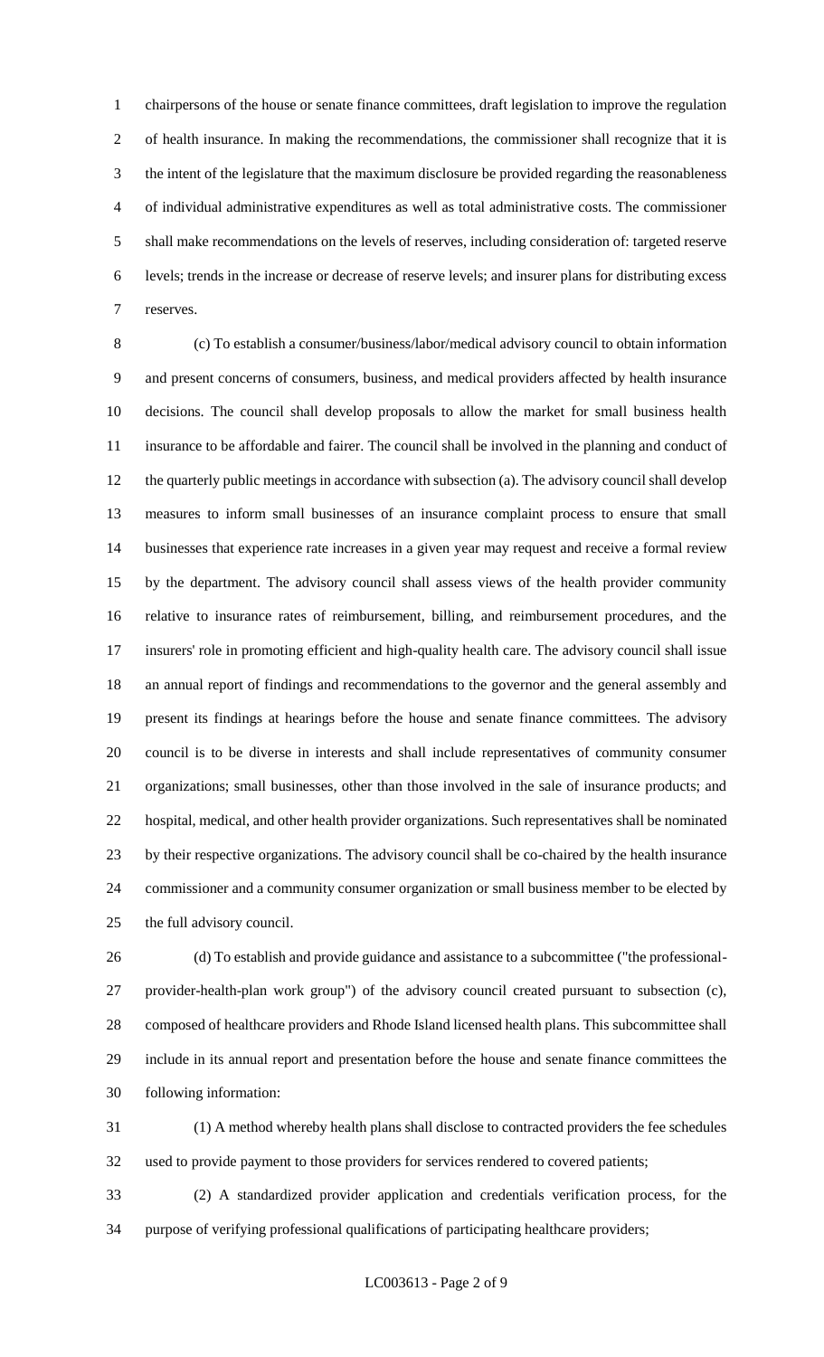chairpersons of the house or senate finance committees, draft legislation to improve the regulation of health insurance. In making the recommendations, the commissioner shall recognize that it is the intent of the legislature that the maximum disclosure be provided regarding the reasonableness of individual administrative expenditures as well as total administrative costs. The commissioner shall make recommendations on the levels of reserves, including consideration of: targeted reserve levels; trends in the increase or decrease of reserve levels; and insurer plans for distributing excess reserves.

(c) To establish a consumer/business/labor/medical advisory council to obtain information and present concerns of consumers, business, and medical providers affected by health insurance decisions. The council shall develop proposals to allow the market for small business health insurance to be affordable and fairer. The council shall be involved in the planning and conduct of the quarterly public meetings in accordance with subsection (a). The advisory council shall develop measures to inform small businesses of an insurance complaint process to ensure that small businesses that experience rate increases in a given year may request and receive a formal review by the department. The advisory council shall assess views of the health provider community relative to insurance rates of reimbursement, billing, and reimbursement procedures, and the insurers' role in promoting efficient and high-quality health care. The advisory council shall issue an annual report of findings and recommendations to the governor and the general assembly and present its findings at hearings before the house and senate finance committees. The advisory council is to be diverse in interests and shall include representatives of community consumer organizations; small businesses, other than those involved in the sale of insurance products; and hospital, medical, and other health provider organizations. Such representatives shall be nominated by their respective organizations. The advisory council shall be co-chaired by the health insurance commissioner and a community consumer organization or small business member to be elected by the full advisory council.

(d) To establish and provide guidance and assistance to a subcommittee ("the professional-provider-health-plan work group") of the advisory council created pursuant to subsection (c), composed of healthcare providers and Rhode Island licensed health plans. This subcommittee shall include in its annual report and presentation before the house and senate finance committees the following information:

(1) A method whereby health plans shall disclose to contracted providers the fee schedules used to provide payment to those providers for services rendered to covered patients;

(2) A standardized provider application and credentials verification process, for the purpose of verifying professional qualifications of participating healthcare providers;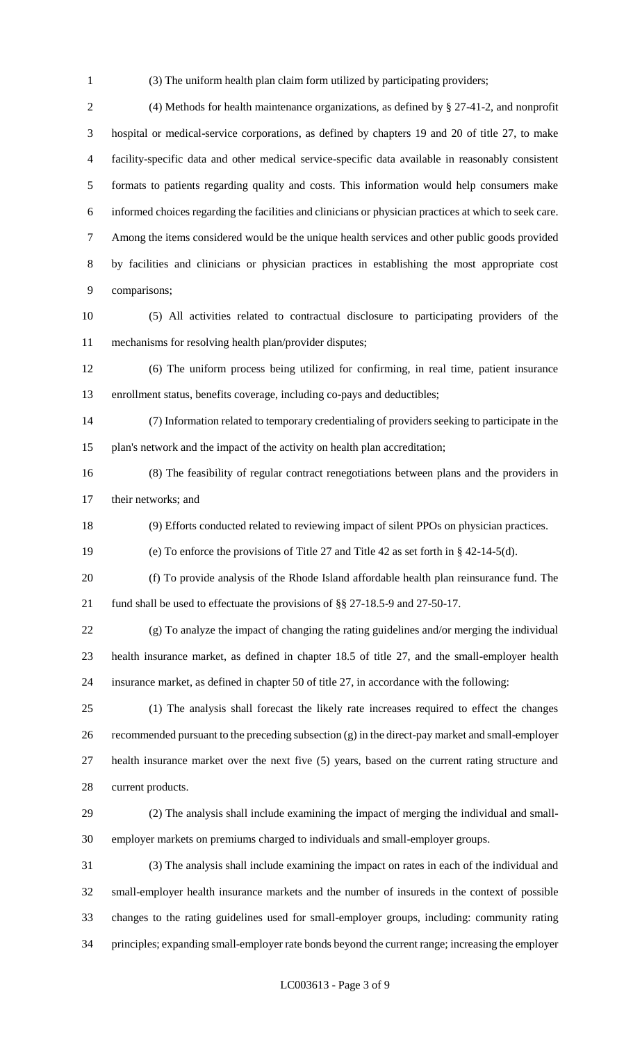(3) The uniform health plan claim form utilized by participating providers;

(4) Methods for health maintenance organizations, as defined by § 27-41-2, and nonprofit hospital or medical-service corporations, as defined by chapters 19 and 20 of title 27, to make facility-specific data and other medical service-specific data available in reasonably consistent formats to patients regarding quality and costs. This information would help consumers make informed choices regarding the facilities and clinicians or physician practices at which to seek care. Among the items considered would be the unique health services and other public goods provided by facilities and clinicians or physician practices in establishing the most appropriate cost comparisons;

(5) All activities related to contractual disclosure to participating providers of the mechanisms for resolving health plan/provider disputes;

(6) The uniform process being utilized for confirming, in real time, patient insurance enrollment status, benefits coverage, including co-pays and deductibles;

(7) Information related to temporary credentialing of providers seeking to participate in the plan's network and the impact of the activity on health plan accreditation;

(8) The feasibility of regular contract renegotiations between plans and the providers in their networks; and

(9) Efforts conducted related to reviewing impact of silent PPOs on physician practices.

(e) To enforce the provisions of Title 27 and Title 42 as set forth in § 42-14-5(d).

(f) To provide analysis of the Rhode Island affordable health plan reinsurance fund. The fund shall be used to effectuate the provisions of §§ 27-18.5-9 and 27-50-17.

(g) To analyze the impact of changing the rating guidelines and/or merging the individual health insurance market, as defined in chapter 18.5 of title 27, and the small-employer health insurance market, as defined in chapter 50 of title 27, in accordance with the following:

(1) The analysis shall forecast the likely rate increases required to effect the changes recommended pursuant to the preceding subsection (g) in the direct-pay market and small-employer health insurance market over the next five (5) years, based on the current rating structure and current products.

(2) The analysis shall include examining the impact of merging the individual and small-employer markets on premiums charged to individuals and small-employer groups.

(3) The analysis shall include examining the impact on rates in each of the individual and small-employer health insurance markets and the number of insureds in the context of possible changes to the rating guidelines used for small-employer groups, including: community rating principles; expanding small-employer rate bonds beyond the current range; increasing the employer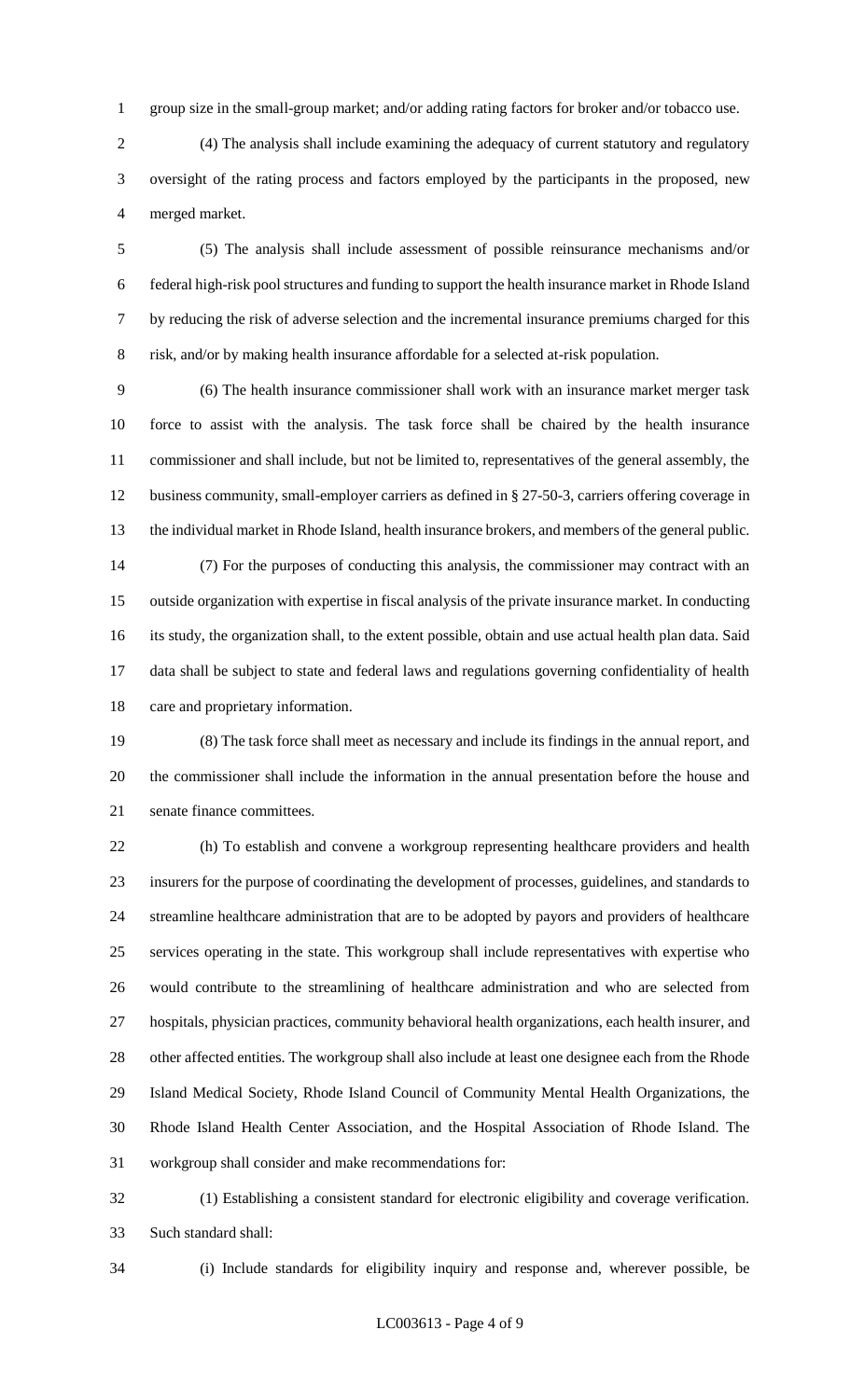group size in the small-group market; and/or adding rating factors for broker and/or tobacco use.

(4) The analysis shall include examining the adequacy of current statutory and regulatory oversight of the rating process and factors employed by the participants in the proposed, new merged market.

(5) The analysis shall include assessment of possible reinsurance mechanisms and/or federal high-risk pool structures and funding to support the health insurance market in Rhode Island by reducing the risk of adverse selection and the incremental insurance premiums charged for this risk, and/or by making health insurance affordable for a selected at-risk population.

(6) The health insurance commissioner shall work with an insurance market merger task force to assist with the analysis. The task force shall be chaired by the health insurance commissioner and shall include, but not be limited to, representatives of the general assembly, the business community, small-employer carriers as defined in § 27-50-3, carriers offering coverage in the individual market in Rhode Island, health insurance brokers, and members of the general public.

(7) For the purposes of conducting this analysis, the commissioner may contract with an outside organization with expertise in fiscal analysis of the private insurance market. In conducting its study, the organization shall, to the extent possible, obtain and use actual health plan data. Said data shall be subject to state and federal laws and regulations governing confidentiality of health care and proprietary information.

(8) The task force shall meet as necessary and include its findings in the annual report, and the commissioner shall include the information in the annual presentation before the house and senate finance committees.

(h) To establish and convene a workgroup representing healthcare providers and health insurers for the purpose of coordinating the development of processes, guidelines, and standards to streamline healthcare administration that are to be adopted by payors and providers of healthcare services operating in the state. This workgroup shall include representatives with expertise who would contribute to the streamlining of healthcare administration and who are selected from hospitals, physician practices, community behavioral health organizations, each health insurer, and other affected entities. The workgroup shall also include at least one designee each from the Rhode Island Medical Society, Rhode Island Council of Community Mental Health Organizations, the Rhode Island Health Center Association, and the Hospital Association of Rhode Island. The workgroup shall consider and make recommendations for:

(1) Establishing a consistent standard for electronic eligibility and coverage verification. Such standard shall:

(i) Include standards for eligibility inquiry and response and, wherever possible, be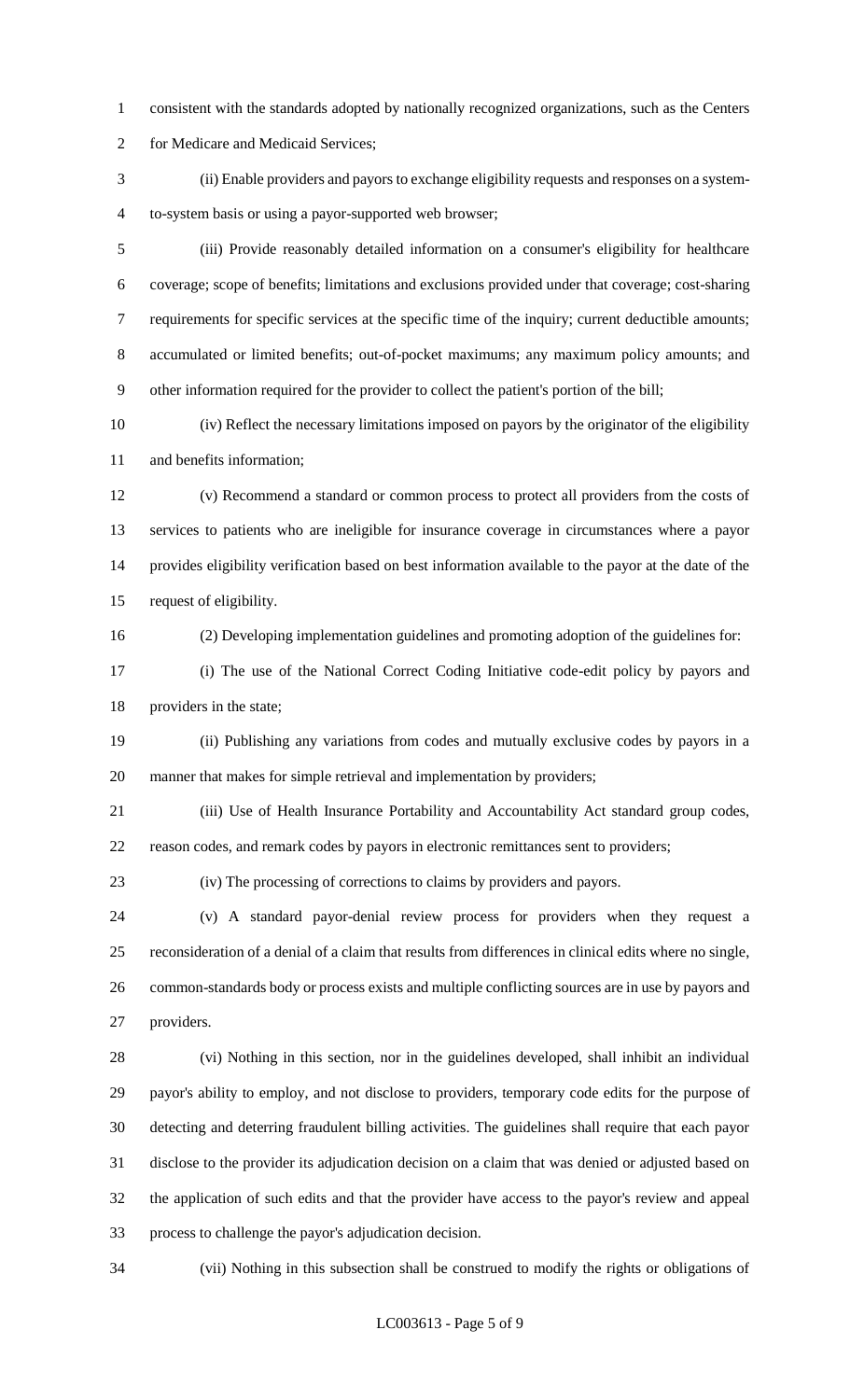consistent with the standards adopted by nationally recognized organizations, such as the Centers for Medicare and Medicaid Services;

(ii) Enable providers and payors to exchange eligibility requests and responses on a system-to-system basis or using a payor-supported web browser;

(iii) Provide reasonably detailed information on a consumer's eligibility for healthcare coverage; scope of benefits; limitations and exclusions provided under that coverage; cost-sharing requirements for specific services at the specific time of the inquiry; current deductible amounts; accumulated or limited benefits; out-of-pocket maximums; any maximum policy amounts; and other information required for the provider to collect the patient's portion of the bill;

(iv) Reflect the necessary limitations imposed on payors by the originator of the eligibility and benefits information;

(v) Recommend a standard or common process to protect all providers from the costs of services to patients who are ineligible for insurance coverage in circumstances where a payor provides eligibility verification based on best information available to the payor at the date of the request of eligibility.

(2) Developing implementation guidelines and promoting adoption of the guidelines for:

(i) The use of the National Correct Coding Initiative code-edit policy by payors and providers in the state;

(ii) Publishing any variations from codes and mutually exclusive codes by payors in a manner that makes for simple retrieval and implementation by providers;

(iii) Use of Health Insurance Portability and Accountability Act standard group codes, reason codes, and remark codes by payors in electronic remittances sent to providers;

(iv) The processing of corrections to claims by providers and payors.

(v) A standard payor-denial review process for providers when they request a reconsideration of a denial of a claim that results from differences in clinical edits where no single, common-standards body or process exists and multiple conflicting sources are in use by payors and providers.

(vi) Nothing in this section, nor in the guidelines developed, shall inhibit an individual payor's ability to employ, and not disclose to providers, temporary code edits for the purpose of detecting and deterring fraudulent billing activities. The guidelines shall require that each payor disclose to the provider its adjudication decision on a claim that was denied or adjusted based on the application of such edits and that the provider have access to the payor's review and appeal process to challenge the payor's adjudication decision.

(vii) Nothing in this subsection shall be construed to modify the rights or obligations of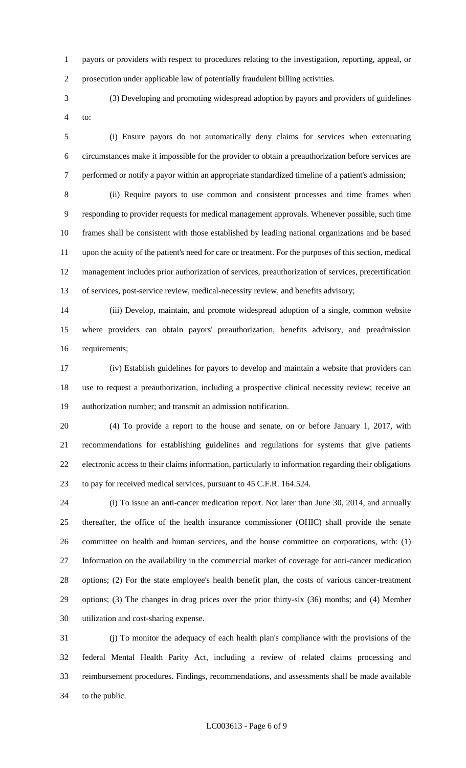payors or providers with respect to procedures relating to the investigation, reporting, appeal, or prosecution under applicable law of potentially fraudulent billing activities.

(3) Developing and promoting widespread adoption by payors and providers of guidelines to:

(i) Ensure payors do not automatically deny claims for services when extenuating circumstances make it impossible for the provider to obtain a preauthorization before services are performed or notify a payor within an appropriate standardized timeline of a patient's admission;

(ii) Require payors to use common and consistent processes and time frames when responding to provider requests for medical management approvals. Whenever possible, such time frames shall be consistent with those established by leading national organizations and be based upon the acuity of the patient's need for care or treatment. For the purposes of this section, medical management includes prior authorization of services, preauthorization of services, precertification of services, post-service review, medical-necessity review, and benefits advisory;

(iii) Develop, maintain, and promote widespread adoption of a single, common website where providers can obtain payors' preauthorization, benefits advisory, and preadmission requirements;

(iv) Establish guidelines for payors to develop and maintain a website that providers can use to request a preauthorization, including a prospective clinical necessity review; receive an authorization number; and transmit an admission notification.

(4) To provide a report to the house and senate, on or before January 1, 2017, with recommendations for establishing guidelines and regulations for systems that give patients electronic access to their claims information, particularly to information regarding their obligations to pay for received medical services, pursuant to 45 C.F.R. 164.524.

(i) To issue an anti-cancer medication report. Not later than June 30, 2014, and annually thereafter, the office of the health insurance commissioner (OHIC) shall provide the senate committee on health and human services, and the house committee on corporations, with: (1) Information on the availability in the commercial market of coverage for anti-cancer medication options; (2) For the state employee's health benefit plan, the costs of various cancer-treatment options; (3) The changes in drug prices over the prior thirty-six (36) months; and (4) Member utilization and cost-sharing expense.

(j) To monitor the adequacy of each health plan's compliance with the provisions of the federal Mental Health Parity Act, including a review of related claims processing and reimbursement procedures. Findings, recommendations, and assessments shall be made available to the public.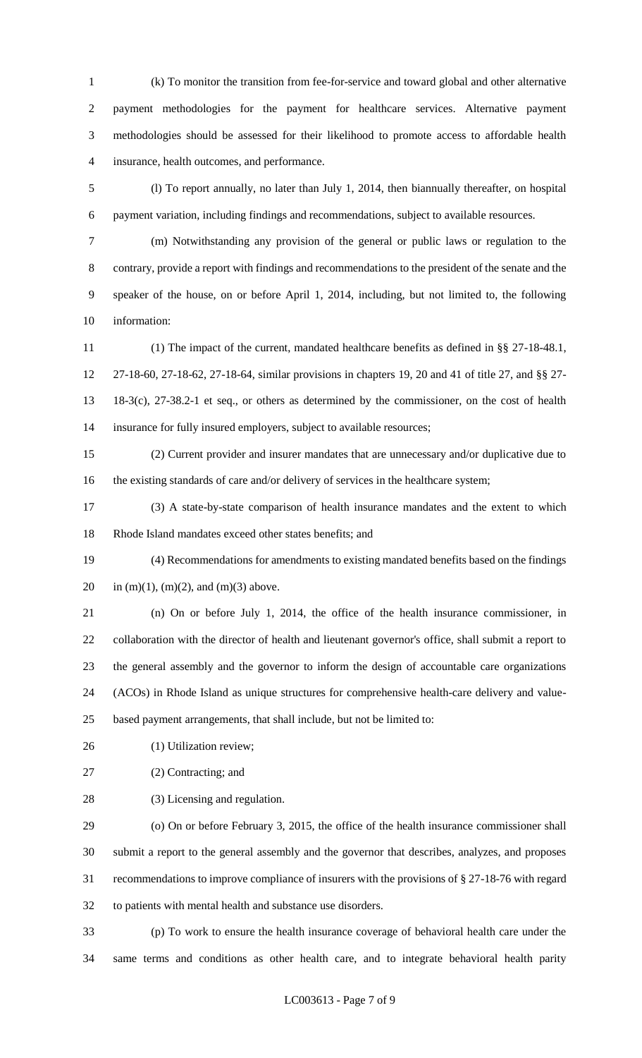(k) To monitor the transition from fee-for-service and toward global and other alternative payment methodologies for the payment for healthcare services. Alternative payment methodologies should be assessed for their likelihood to promote access to affordable health insurance, health outcomes, and performance.

(l) To report annually, no later than July 1, 2014, then biannually thereafter, on hospital payment variation, including findings and recommendations, subject to available resources.

(m) Notwithstanding any provision of the general or public laws or regulation to the contrary, provide a report with findings and recommendations to the president of the senate and the speaker of the house, on or before April 1, 2014, including, but not limited to, the following information:

(1) The impact of the current, mandated healthcare benefits as defined in §§ 27-18-48.1, 27-18-60, 27-18-62, 27-18-64, similar provisions in chapters 19, 20 and 41 of title 27, and §§ 27-18-3(c), 27-38.2-1 et seq., or others as determined by the commissioner, on the cost of health insurance for fully insured employers, subject to available resources;

(2) Current provider and insurer mandates that are unnecessary and/or duplicative due to the existing standards of care and/or delivery of services in the healthcare system;

(3) A state-by-state comparison of health insurance mandates and the extent to which Rhode Island mandates exceed other states benefits; and

(4) Recommendations for amendments to existing mandated benefits based on the findings in (m)(1), (m)(2), and (m)(3) above.

(n) On or before July 1, 2014, the office of the health insurance commissioner, in collaboration with the director of health and lieutenant governor's office, shall submit a report to the general assembly and the governor to inform the design of accountable care organizations (ACOs) in Rhode Island as unique structures for comprehensive health-care delivery and value-based payment arrangements, that shall include, but not be limited to:

(1) Utilization review;

(2) Contracting; and

(3) Licensing and regulation.

(o) On or before February 3, 2015, the office of the health insurance commissioner shall submit a report to the general assembly and the governor that describes, analyzes, and proposes recommendations to improve compliance of insurers with the provisions of § 27-18-76 with regard to patients with mental health and substance use disorders.

(p) To work to ensure the health insurance coverage of behavioral health care under the same terms and conditions as other health care, and to integrate behavioral health parity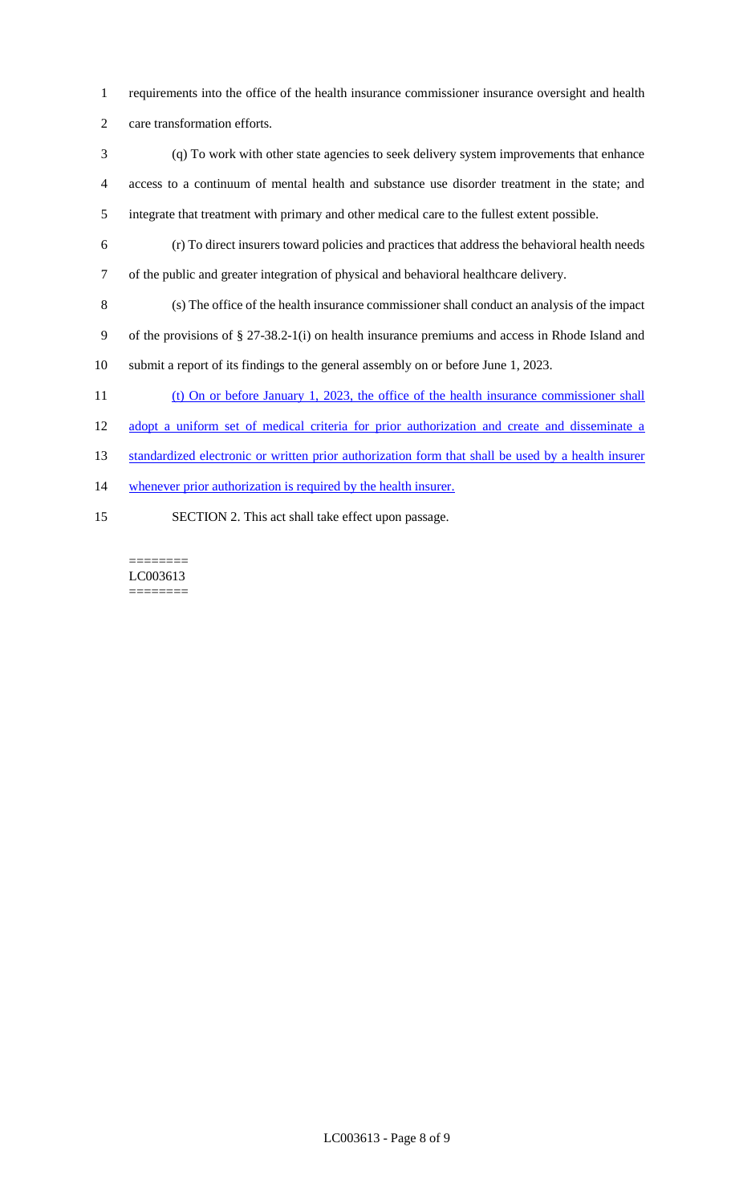requirements into the office of the health insurance commissioner insurance oversight and health care transformation efforts.

(q) To work with other state agencies to seek delivery system improvements that enhance access to a continuum of mental health and substance use disorder treatment in the state; and integrate that treatment with primary and other medical care to the fullest extent possible.

(r) To direct insurers toward policies and practices that address the behavioral health needs of the public and greater integration of physical and behavioral healthcare delivery.

(s) The office of the health insurance commissioner shall conduct an analysis of the impact of the provisions of § 27-38.2-1(i) on health insurance premiums and access in Rhode Island and submit a report of its findings to the general assembly on or before June 1, 2023.

<u>(t) On or before January 1, 2023, the office of the health insurance commissioner shall adopt a uniform set of medical criteria for prior authorization and create and disseminate a standardized electronic or written prior authorization form that shall be used by a health insurer whenever prior authorization is required by the health insurer.</u>

SECTION 2. This act shall take effect upon passage.

========
LC003613
========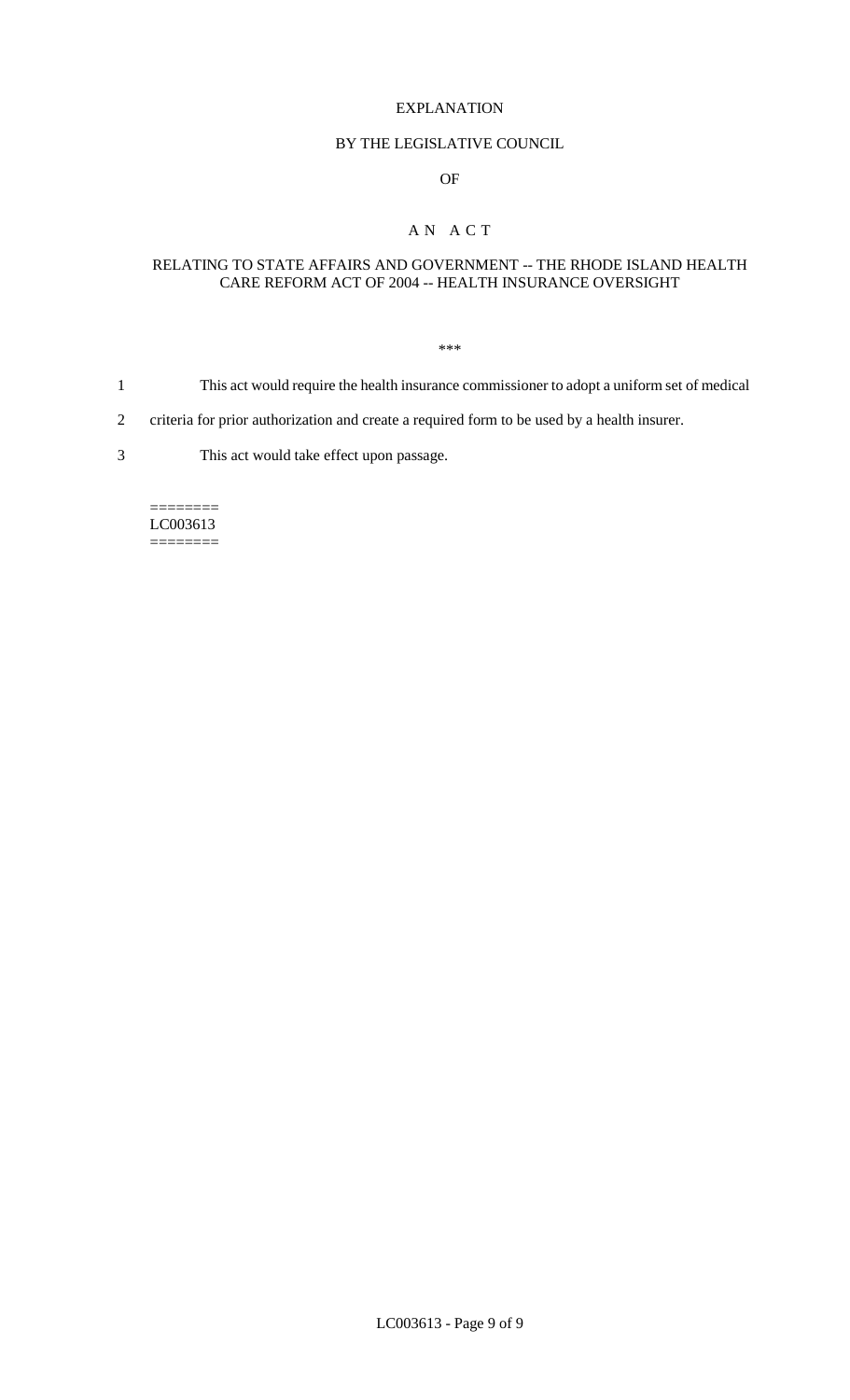EXPLANATION

BY THE LEGISLATIVE COUNCIL

OF

A N A C T

RELATING TO STATE AFFAIRS AND GOVERNMENT -- THE RHODE ISLAND HEALTH CARE REFORM ACT OF 2004 -- HEALTH INSURANCE OVERSIGHT

\*\*\*

1 This act would require the health insurance commissioner to adopt a uniform set of medical
2 criteria for prior authorization and create a required form to be used by a health insurer.
3 This act would take effect upon passage.

========
LC003613
========